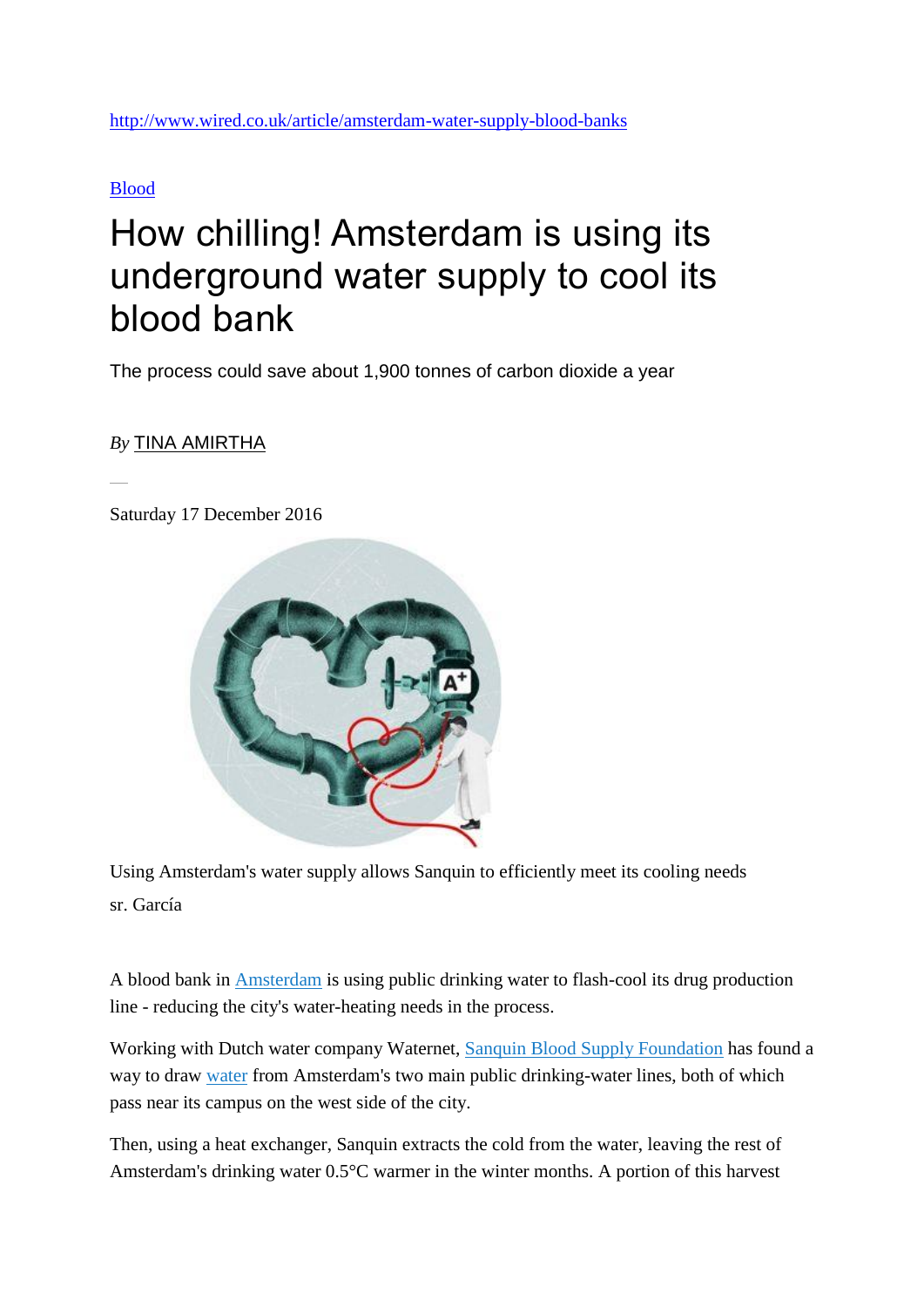http://www.wired.co.uk/article/amsterdam-water-supply-blood-banks

Blood

# How chilling! Amsterdam is using its underground water supply to cool its blood bank

The process could save about 1,900 tonnes of carbon dioxide a year

*By* TINA AMIRTHA

Saturday 17 December 2016

Using Amsterdam's water supply allows Sanquin to efficiently meet its cooling needs

sr. García

A blood bank in Amsterdam is using public drinking water to flash-cool its drug production line - reducing the city's water-heating needs in the process.

Working with Dutch water company Waternet, Sanquin Blood Supply Foundation has found a way to draw water from Amsterdam's two main public drinking-water lines, both of which pass near its campus on the west side of the city.

Then, using a heat exchanger, Sanquin extracts the cold from the water, leaving the rest of Amsterdam's drinking water 0.5°C warmer in the winter months. A portion of this harvest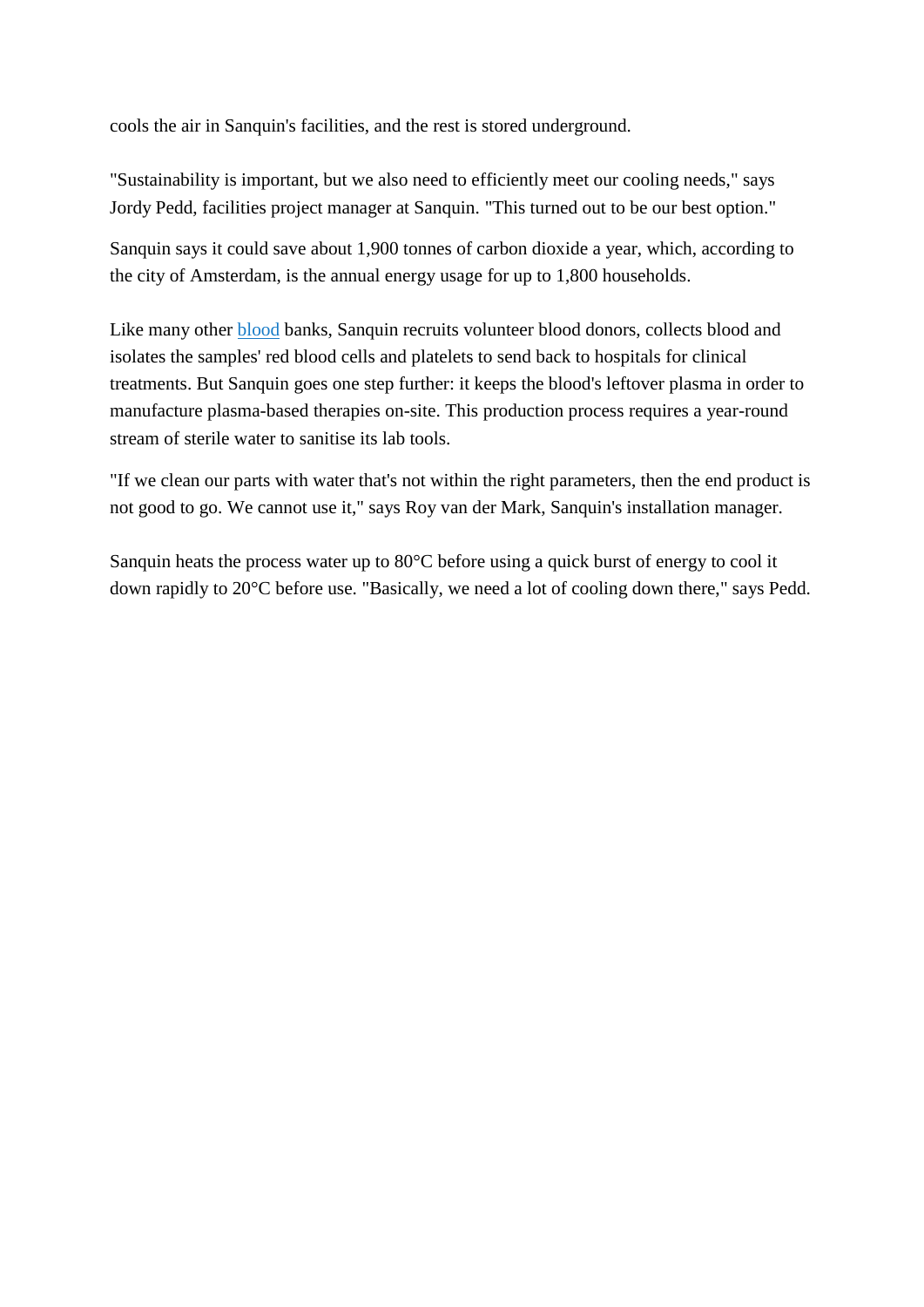cools the air in Sanquin's facilities, and the rest is stored underground.

"Sustainability is important, but we also need to efficiently meet our cooling needs," says Jordy Pedd, facilities project manager at Sanquin. "This turned out to be our best option."

Sanquin says it could save about 1,900 tonnes of carbon dioxide a year, which, according to the city of Amsterdam, is the annual energy usage for up to 1,800 households.

Like many other [blood](#) banks, Sanquin recruits volunteer blood donors, collects blood and isolates the samples' red blood cells and platelets to send back to hospitals for clinical treatments. But Sanquin goes one step further: it keeps the blood's leftover plasma in order to manufacture plasma-based therapies on-site. This production process requires a year-round stream of sterile water to sanitise its lab tools.

"If we clean our parts with water that's not within the right parameters, then the end product is not good to go. We cannot use it," says Roy van der Mark, Sanquin's installation manager.

Sanquin heats the process water up to 80°C before using a quick burst of energy to cool it down rapidly to 20°C before use. "Basically, we need a lot of cooling down there," says Pedd.